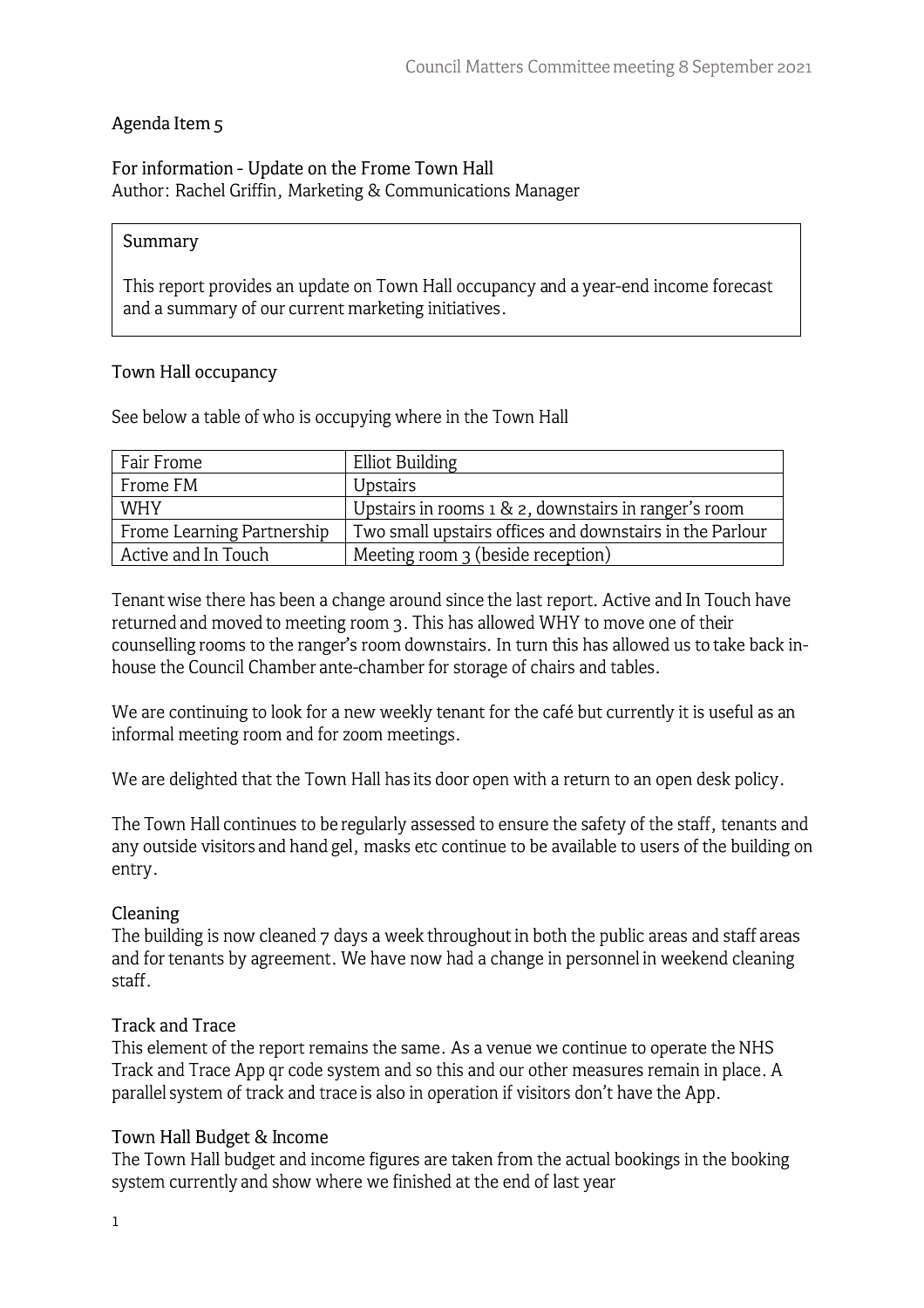Agenda Item 5

## For information - Update on the Frome Town Hall

Author: Rachel Griffin, Marketing & Communications Manager

> **Summary**
>
> This report provides an update on Town Hall occupancy and a year-end income forecast and a summary of our current marketing initiatives.

### Town Hall occupancy

See below a table of who is occupying where in the Town Hall

| | |
|---|---|
| Fair Frome | Elliot Building |
| Frome FM | Upstairs |
| WHY | Upstairs in rooms 1 & 2, downstairs in ranger's room |
| Frome Learning Partnership | Two small upstairs offices and downstairs in the Parlour |
| Active and In Touch | Meeting room 3 (beside reception) |

Tenant wise there has been a change around since the last report. Active and In Touch have returned and moved to meeting room 3. This has allowed WHY to move one of their counselling rooms to the ranger's room downstairs. In turn this has allowed us to take back in-house the Council Chamber ante-chamber for storage of chairs and tables.

We are continuing to look for a new weekly tenant for the café but currently it is useful as an informal meeting room and for zoom meetings.

We are delighted that the Town Hall has its door open with a return to an open desk policy.

The Town Hall continues to be regularly assessed to ensure the safety of the staff, tenants and any outside visitors and hand gel, masks etc continue to be available to users of the building on entry.

### Cleaning

The building is now cleaned 7 days a week throughout in both the public areas and staff areas and for tenants by agreement. We have now had a change in personnel in weekend cleaning staff.

### Track and Trace

This element of the report remains the same. As a venue we continue to operate the NHS Track and Trace App qr code system and so this and our other measures remain in place. A parallel system of track and trace is also in operation if visitors don't have the App.

### Town Hall Budget & Income

The Town Hall budget and income figures are taken from the actual bookings in the booking system currently and show where we finished at the end of last year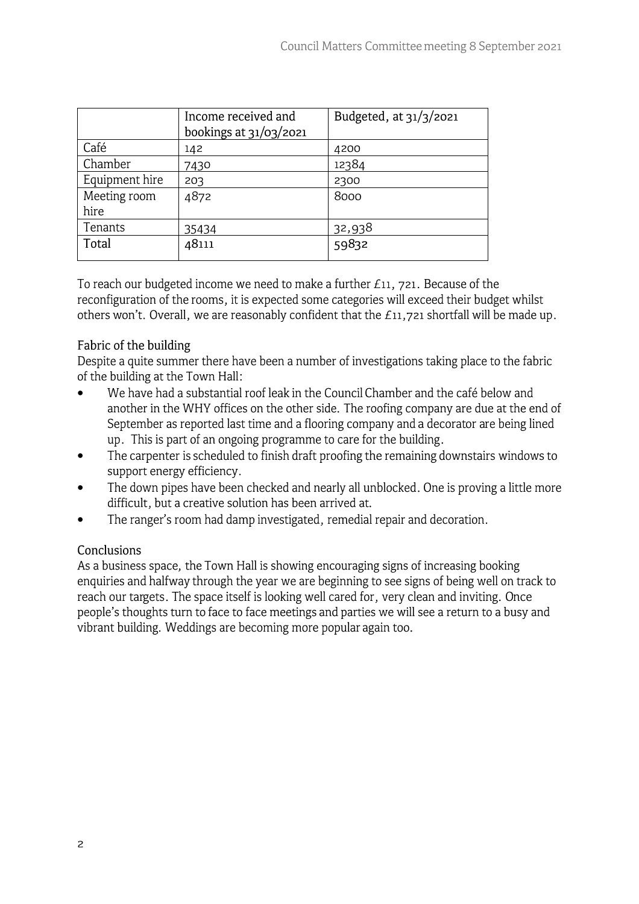| | Income received and bookings at 31/03/2021 | Budgeted, at 31/3/2021 |
|---|---|---|
| Café | 142 | 4200 |
| Chamber | 7430 | 12384 |
| Equipment hire | 203 | 2300 |
| Meeting room hire | 4872 | 8000 |
| Tenants | 35434 | 32,938 |
| Total | 48111 | 59832 |

To reach our budgeted income we need to make a further £11, 721. Because of the reconfiguration of the rooms, it is expected some categories will exceed their budget whilst others won't. Overall, we are reasonably confident that the £11,721 shortfall will be made up.

## Fabric of the building

Despite a quite summer there have been a number of investigations taking place to the fabric of the building at the Town Hall:

- We have had a substantial roof leak in the Council Chamber and the café below and another in the WHY offices on the other side. The roofing company are due at the end of September as reported last time and a flooring company and a decorator are being lined up. This is part of an ongoing programme to care for the building.
- The carpenter is scheduled to finish draft proofing the remaining downstairs windows to support energy efficiency.
- The down pipes have been checked and nearly all unblocked. One is proving a little more difficult, but a creative solution has been arrived at.
- The ranger's room had damp investigated, remedial repair and decoration.

## Conclusions

As a business space, the Town Hall is showing encouraging signs of increasing booking enquiries and halfway through the year we are beginning to see signs of being well on track to reach our targets. The space itself is looking well cared for, very clean and inviting. Once people's thoughts turn to face to face meetings and parties we will see a return to a busy and vibrant building. Weddings are becoming more popular again too.